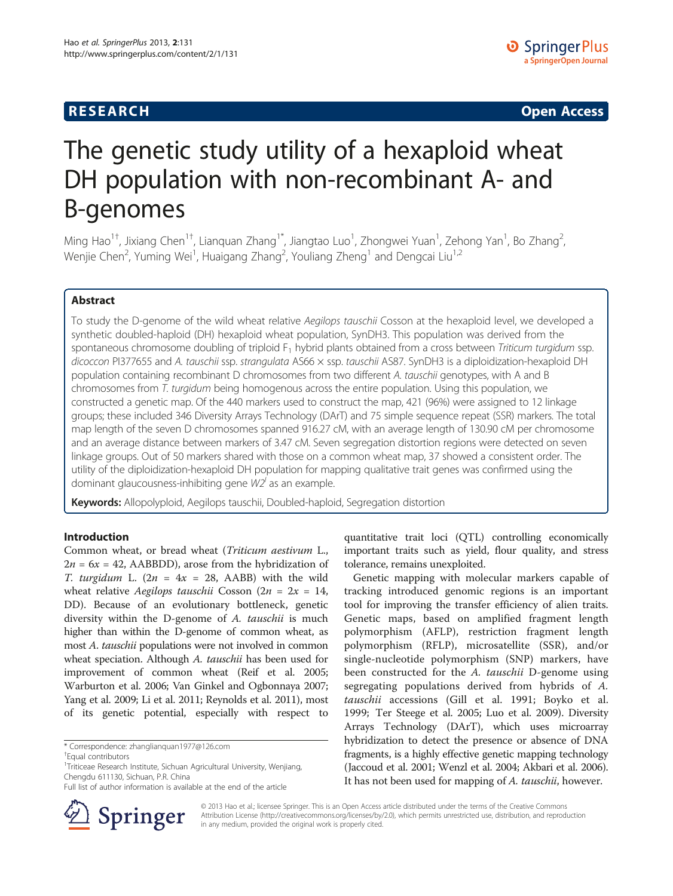**RESEARCH** **Open Access**

# The genetic study utility of a hexaploid wheat DH population with non-recombinant A- and B-genomes

Ming Hao[1†], Jixiang Chen[1†], Lianquan Zhang[1*], Jiangtao Luo[1], Zhongwei Yuan[1], Zehong Yan[1], Bo Zhang[2], Wenjie Chen[2], Yuming Wei[1], Huaigang Zhang[2], Youliang Zheng[1] and Dengcai Liu[1,2]

## Abstract

To study the D-genome of the wild wheat relative *Aegilops tauschii* Cosson at the hexaploid level, we developed a synthetic doubled-haploid (DH) hexaploid wheat population, SynDH3. This population was derived from the spontaneous chromosome doubling of triploid $F_1$ hybrid plants obtained from a cross between *Triticum turgidum* ssp. *dicoccon* PI377655 and *A. tauschii* ssp. *strangulata* AS66 × ssp. *tauschii* AS87. SynDH3 is a diploidization-hexaploid DH population containing recombinant D chromosomes from two different *A. tauschii* genotypes, with A and B chromosomes from *T. turgidum* being homogenous across the entire population. Using this population, we constructed a genetic map. Of the 440 markers used to construct the map, 421 (96%) were assigned to 12 linkage groups; these included 346 Diversity Arrays Technology (DArT) and 75 simple sequence repeat (SSR) markers. The total map length of the seven D chromosomes spanned 916.27 cM, with an average length of 130.90 cM per chromosome and an average distance between markers of 3.47 cM. Seven segregation distortion regions were detected on seven linkage groups. Out of 50 markers shared with those on a common wheat map, 37 showed a consistent order. The utility of the diploidization-hexaploid DH population for mapping qualitative trait genes was confirmed using the dominant glaucousness-inhibiting gene $W2^I$ as an example.

**Keywords:** Allopolyploid, Aegilops tauschii, Doubled-haploid, Segregation distortion

## Introduction

Common wheat, or bread wheat (*Triticum aestivum* L., $2n = 6x = 42$, AABBDD), arose from the hybridization of *T. turgidum* L. ($2n = 4x = 28$, AABB) with the wild wheat relative *Aegilops tauschii* Cosson ($2n = 2x = 14$, DD). Because of an evolutionary bottleneck, genetic diversity within the D-genome of *A. tauschii* is much higher than within the D-genome of common wheat, as most *A. tauschii* populations were not involved in common wheat speciation. Although *A. tauschii* has been used for improvement of common wheat (Reif et al. 2005; Warburton et al. 2006; Van Ginkel and Ogbonnaya 2007; Yang et al. 2009; Li et al. 2011; Reynolds et al. 2011), most of its genetic potential, especially with respect to quantitative trait loci (QTL) controlling economically important traits such as yield, flour quality, and stress tolerance, remains unexploited.

Genetic mapping with molecular markers capable of tracking introduced genomic regions is an important tool for improving the transfer efficiency of alien traits. Genetic maps, based on amplified fragment length polymorphism (AFLP), restriction fragment length polymorphism (RFLP), microsatellite (SSR), and/or single-nucleotide polymorphism (SNP) markers, have been constructed for the *A. tauschii* D-genome using segregating populations derived from hybrids of *A. tauschii* accessions (Gill et al. 1991; Boyko et al. 1999; Ter Steege et al. 2005; Luo et al. 2009). Diversity Arrays Technology (DArT), which uses microarray hybridization to detect the presence or absence of DNA fragments, is a highly effective genetic mapping technology (Jaccoud et al. 2001; Wenzl et al. 2004; Akbari et al. 2006). It has not been used for mapping of *A. tauschii*, however.

\* Correspondence: zhanglianquan1977@126.com

†Equal contributors

[1]Triticeae Research Institute, Sichuan Agricultural University, Wenjiang, Chengdu 611130, Sichuan, P.R. China

Full list of author information is available at the end of the article

© 2013 Hao et al.; licensee Springer. This is an Open Access article distributed under the terms of the Creative Commons Attribution License (http://creativecommons.org/licenses/by/2.0), which permits unrestricted use, distribution, and reproduction in any medium, provided the original work is properly cited.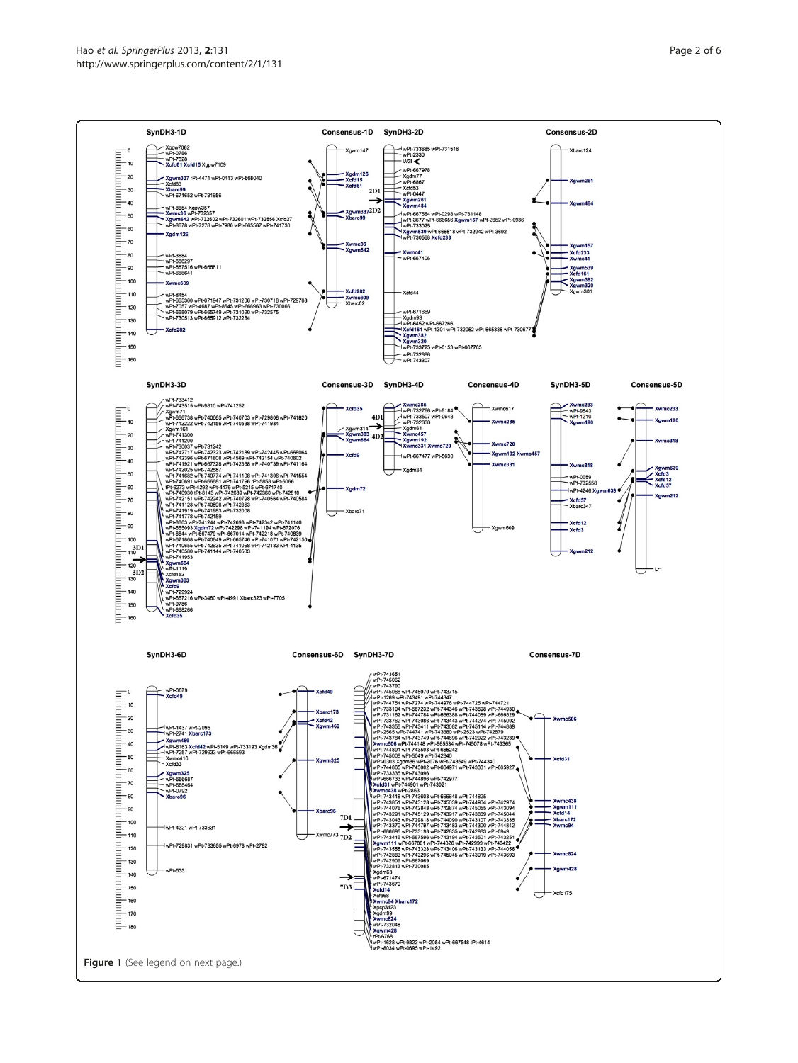**Figure 1** (See legend on next page.)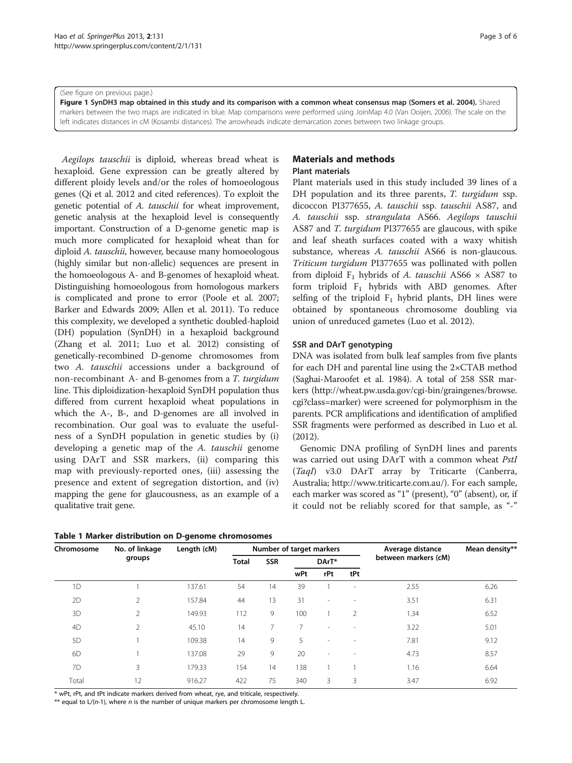(See figure on previous page.)

**Figure 1 SynDH3 map obtained in this study and its comparison with a common wheat consensus map (Somers et al. 2004).** Shared markers between the two maps are indicated in blue. Map comparisons were performed using JoinMap 4.0 (Van Ooijen, 2006). The scale on the left indicates distances in cM (Kosambi distances). The arrowheads indicate demarcation zones between two linkage groups.

*Aegilops tauschii* is diploid, whereas bread wheat is hexaploid. Gene expression can be greatly altered by different ploidy levels and/or the roles of homoeologous genes (Qi et al. 2012 and cited references). To exploit the genetic potential of *A. tauschii* for wheat improvement, genetic analysis at the hexaploid level is consequently important. Construction of a D-genome genetic map is much more complicated for hexaploid wheat than for diploid *A. tauschii*, however, because many homoeologous (highly similar but non-allelic) sequences are present in the homoeologous A- and B-genomes of hexaploid wheat. Distinguishing homoeologous from homologous markers is complicated and prone to error (Poole et al. 2007; Barker and Edwards 2009; Allen et al. 2011). To reduce this complexity, we developed a synthetic doubled-haploid (DH) population (SynDH) in a hexaploid background (Zhang et al. 2011; Luo et al. 2012) consisting of genetically-recombined D-genome chromosomes from two *A. tauschii* accessions under a background of non-recombinant A- and B-genomes from a *T. turgidum* line. This diploidization-hexaploid SynDH population thus differed from current hexaploid wheat populations in which the A-, B-, and D-genomes are all involved in recombination. Our goal was to evaluate the usefulness of a SynDH population in genetic studies by (i) developing a genetic map of the *A. tauschii* genome using DArT and SSR markers, (ii) comparing this map with previously-reported ones, (iii) assessing the presence and extent of segregation distortion, and (iv) mapping the gene for glaucousness, as an example of a qualitative trait gene.

## Materials and methods

### Plant materials

Plant materials used in this study included 39 lines of a DH population and its three parents, *T. turgidum* ssp. dicoccon PI377655, *A. tauschii* ssp. *tauschii* AS87, and *A. tauschii* ssp. *strangulata* AS66. *Aegilops tauschii* AS87 and *T. turgidum* PI377655 are glaucous, with spike and leaf sheath surfaces coated with a waxy whitish substance, whereas *A. tauschii* AS66 is non-glaucous. *Triticum turgidum* PI377655 was pollinated with pollen from diploid $F_1$ hybrids of *A. tauschii* AS66 × AS87 to form triploid $F_1$ hybrids with ABD genomes. After selfing of the triploid $F_1$ hybrid plants, DH lines were obtained by spontaneous chromosome doubling via union of unreduced gametes (Luo et al. 2012).

### SSR and DArT genotyping

DNA was isolated from bulk leaf samples from five plants for each DH and parental line using the 2×CTAB method (Saghai-Maroofet et al. 1984). A total of 258 SSR markers (http://wheat.pw.usda.gov/cgi-bin/graingenes/browse.cgi?class=marker) were screened for polymorphism in the parents. PCR amplifications and identification of amplified SSR fragments were performed as described in Luo et al. (2012).

Genomic DNA profiling of SynDH lines and parents was carried out using DArT with a common wheat *PstI* (*TaqI*) v3.0 DArT array by Triticarte (Canberra, Australia; http://www.triticarte.com.au/). For each sample, each marker was scored as "1" (present), "0" (absent), or, if it could not be reliably scored for that sample, as "-"

**Table 1 Marker distribution on D-genome chromosomes**

| Chromosome | No. of linkage groups | Length (cM) | Number of target markers | | | | | Average distance between markers (cM) | Mean density** |
|---|---|---|---|---|---|---|---|---|---|
| | | | Total | SSR | DArT* | | | | |
| | | | | | wPt | rPt | tPt | | |
| 1D | 1 | 137.61 | 54 | 14 | 39 | 1 | - | 2.55 | 6.26 |
| 2D | 2 | 157.84 | 44 | 13 | 31 | - | - | 3.51 | 6.31 |
| 3D | 2 | 149.93 | 112 | 9 | 100 | 1 | 2 | 1.34 | 6.52 |
| 4D | 2 | 45.10 | 14 | 7 | 7 | - | - | 3.22 | 5.01 |
| 5D | 1 | 109.38 | 14 | 9 | 5 | - | - | 7.81 | 9.12 |
| 6D | 1 | 137.08 | 29 | 9 | 20 | - | - | 4.73 | 8.57 |
| 7D | 3 | 179.33 | 154 | 14 | 138 | 1 | 1 | 1.16 | 6.64 |
| Total | 12 | 916.27 | 422 | 75 | 340 | 3 | 3 | 3.47 | 6.92 |

\* wPt, rPt, and tPt indicate markers derived from wheat, rye, and triticale, respectively.

** equal to $L/(n-1)$, where $n$ is the number of unique markers per chromosome length L.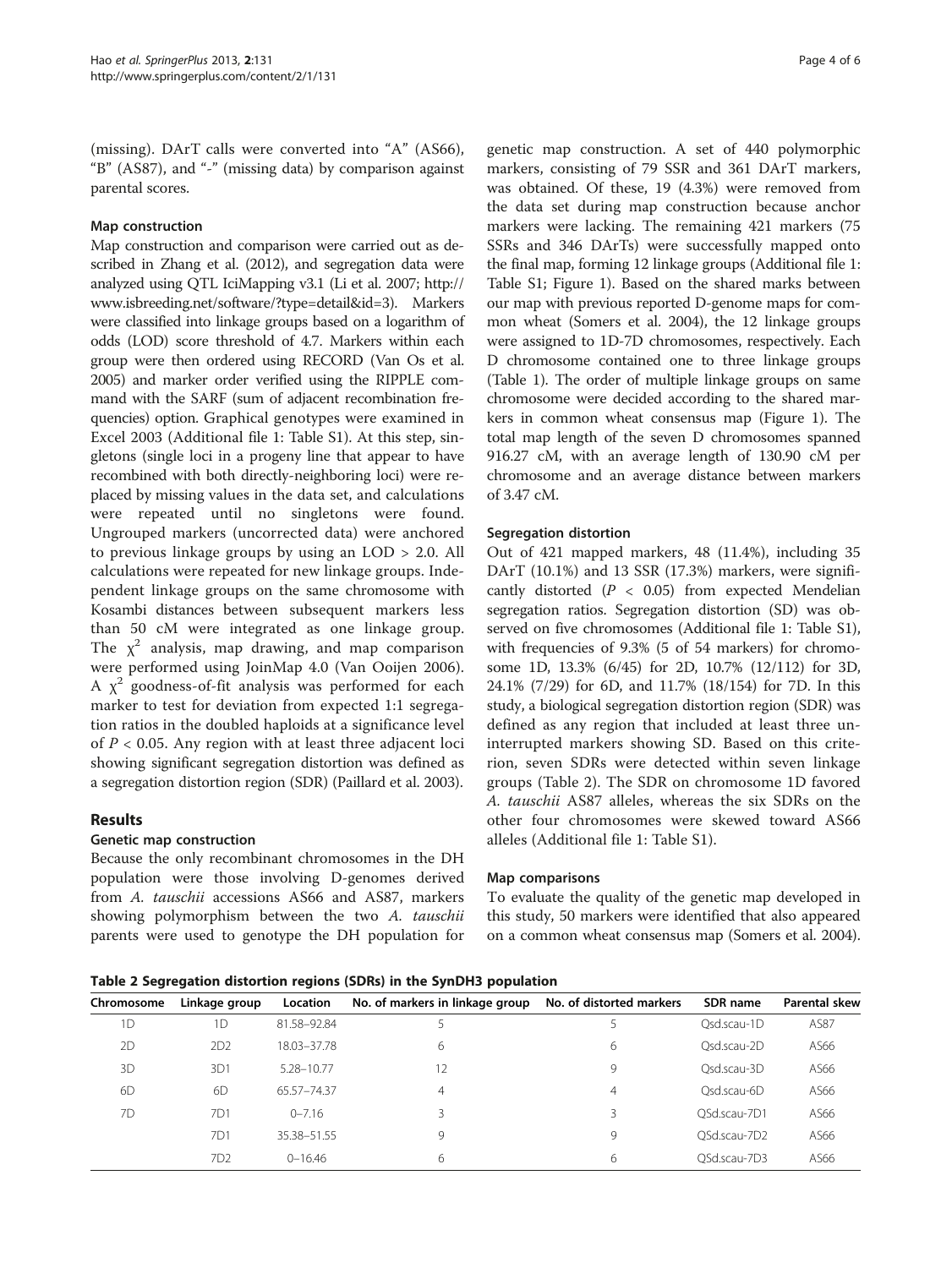(missing). DArT calls were converted into "A" (AS66), "B" (AS87), and "-" (missing data) by comparison against parental scores.

### Map construction

Map construction and comparison were carried out as described in Zhang et al. (2012), and segregation data were analyzed using QTL IciMapping v3.1 (Li et al. 2007; http://www.isbreeding.net/software/?type=detail&id=3). Markers were classified into linkage groups based on a logarithm of odds (LOD) score threshold of 4.7. Markers within each group were then ordered using RECORD (Van Os et al. 2005) and marker order verified using the RIPPLE command with the SARF (sum of adjacent recombination frequencies) option. Graphical genotypes were examined in Excel 2003 (Additional file 1: Table S1). At this step, singletons (single loci in a progeny line that appear to have recombined with both directly-neighboring loci) were replaced by missing values in the data set, and calculations were repeated until no singletons were found. Ungrouped markers (uncorrected data) were anchored to previous linkage groups by using an LOD > 2.0. All calculations were repeated for new linkage groups. Independent linkage groups on the same chromosome with Kosambi distances between subsequent markers less than 50 cM were integrated as one linkage group. The $\chi^2$ analysis, map drawing, and map comparison were performed using JoinMap 4.0 (Van Ooijen 2006). A $\chi^2$ goodness-of-fit analysis was performed for each marker to test for deviation from expected 1:1 segregation ratios in the doubled haploids at a significance level of $P < 0.05$. Any region with at least three adjacent loci showing significant segregation distortion was defined as a segregation distortion region (SDR) (Paillard et al. 2003).

## Results

### Genetic map construction

Because the only recombinant chromosomes in the DH population were those involving D-genomes derived from *A. tauschii* accessions AS66 and AS87, markers showing polymorphism between the two *A. tauschii* parents were used to genotype the DH population for genetic map construction. A set of 440 polymorphic markers, consisting of 79 SSR and 361 DArT markers, was obtained. Of these, 19 (4.3%) were removed from the data set during map construction because anchor markers were lacking. The remaining 421 markers (75 SSRs and 346 DArTs) were successfully mapped onto the final map, forming 12 linkage groups (Additional file 1: Table S1; Figure 1). Based on the shared marks between our map with previous reported D-genome maps for common wheat (Somers et al. 2004), the 12 linkage groups were assigned to 1D-7D chromosomes, respectively. Each D chromosome contained one to three linkage groups (Table 1). The order of multiple linkage groups on same chromosome were decided according to the shared markers in common wheat consensus map (Figure 1). The total map length of the seven D chromosomes spanned 916.27 cM, with an average length of 130.90 cM per chromosome and an average distance between markers of 3.47 cM.

### Segregation distortion

Out of 421 mapped markers, 48 (11.4%), including 35 DArT (10.1%) and 13 SSR (17.3%) markers, were significantly distorted ($P < 0.05$) from expected Mendelian segregation ratios. Segregation distortion (SD) was observed on five chromosomes (Additional file 1: Table S1), with frequencies of 9.3% (5 of 54 markers) for chromosome 1D, 13.3% (6/45) for 2D, 10.7% (12/112) for 3D, 24.1% (7/29) for 6D, and 11.7% (18/154) for 7D. In this study, a biological segregation distortion region (SDR) was defined as any region that included at least three uninterrupted markers showing SD. Based on this criterion, seven SDRs were detected within seven linkage groups (Table 2). The SDR on chromosome 1D favored *A. tauschii* AS87 alleles, whereas the six SDRs on the other four chromosomes were skewed toward AS66 alleles (Additional file 1: Table S1).

### Map comparisons

To evaluate the quality of the genetic map developed in this study, 50 markers were identified that also appeared on a common wheat consensus map (Somers et al. 2004).

**Table 2 Segregation distortion regions (SDRs) in the SynDH3 population**

| Chromosome | Linkage group | Location | No. of markers in linkage group | No. of distorted markers | SDR name | Parental skew |
|---|---|---|---|---|---|---|
| 1D | 1D | 81.58–92.84 | 5 | 5 | Qsd.scau-1D | AS87 |
| 2D | 2D2 | 18.03–37.78 | 6 | 6 | Qsd.scau-2D | AS66 |
| 3D | 3D1 | 5.28–10.77 | 12 | 9 | Qsd.scau-3D | AS66 |
| 6D | 6D | 65.57–74.37 | 4 | 4 | Qsd.scau-6D | AS66 |
| 7D | 7D1 | 0–7.16 | 3 | 3 | QSd.scau-7D1 | AS66 |
| | 7D1 | 35.38–51.55 | 9 | 9 | QSd.scau-7D2 | AS66 |
| | 7D2 | 0–16.46 | 6 | 6 | QSd.scau-7D3 | AS66 |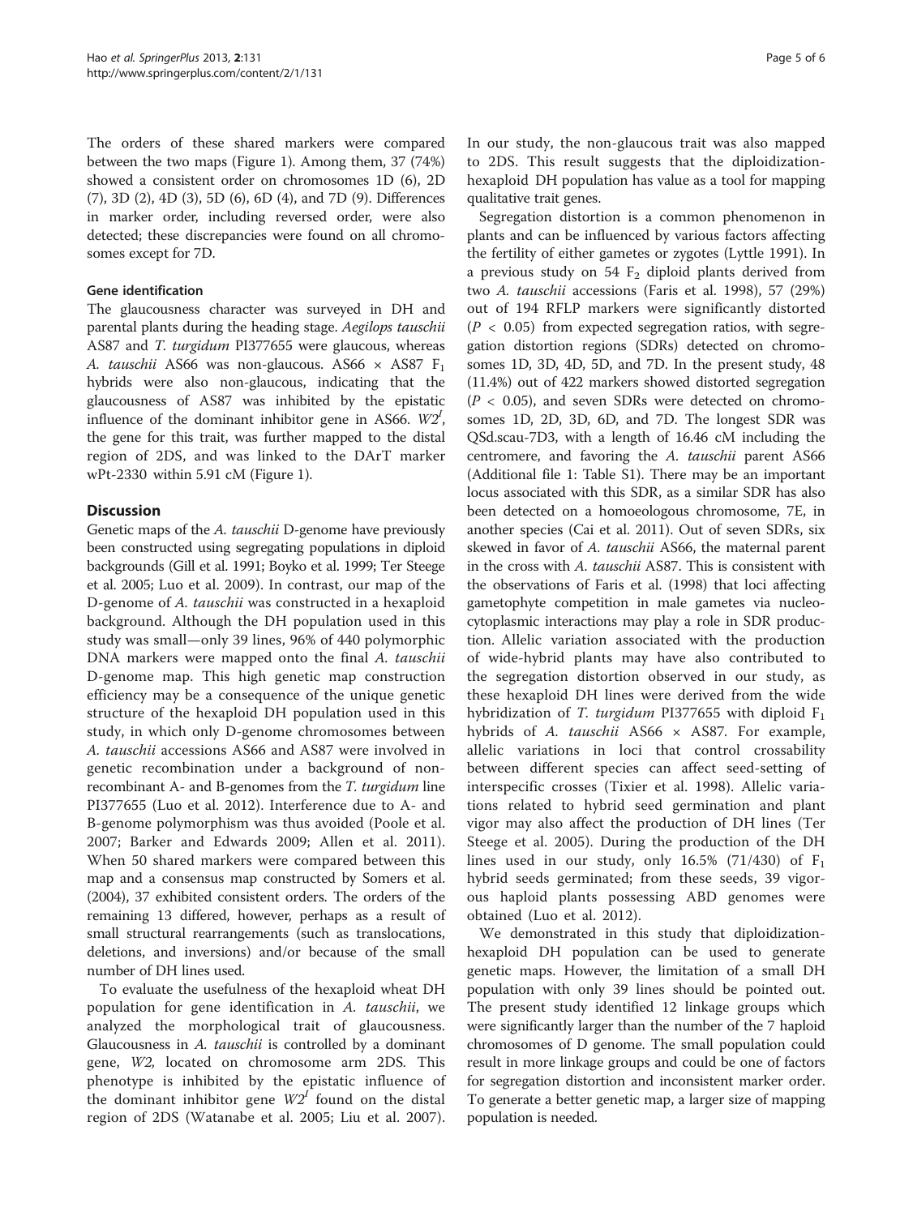The orders of these shared markers were compared between the two maps (Figure 1). Among them, 37 (74%) showed a consistent order on chromosomes 1D (6), 2D (7), 3D (2), 4D (3), 5D (6), 6D (4), and 7D (9). Differences in marker order, including reversed order, were also detected; these discrepancies were found on all chromosomes except for 7D.

### Gene identification

The glaucousness character was surveyed in DH and parental plants during the heading stage. *Aegilops tauschii* AS87 and *T. turgidum* PI377655 were glaucous, whereas *A. tauschii* AS66 was non-glaucous. AS66 × AS87 $F_1$ hybrids were also non-glaucous, indicating that the glaucousness of AS87 was inhibited by the epistatic influence of the dominant inhibitor gene in AS66. $W2^I$, the gene for this trait, was further mapped to the distal region of 2DS, and was linked to the DArT marker wPt-2330 within 5.91 cM (Figure 1).

## Discussion

Genetic maps of the *A. tauschii* D-genome have previously been constructed using segregating populations in diploid backgrounds (Gill et al. 1991; Boyko et al. 1999; Ter Steege et al. 2005; Luo et al. 2009). In contrast, our map of the D-genome of *A. tauschii* was constructed in a hexaploid background. Although the DH population used in this study was small—only 39 lines, 96% of 440 polymorphic DNA markers were mapped onto the final *A. tauschii* D-genome map. This high genetic map construction efficiency may be a consequence of the unique genetic structure of the hexaploid DH population used in this study, in which only D-genome chromosomes between *A. tauschii* accessions AS66 and AS87 were involved in genetic recombination under a background of non-recombinant A- and B-genomes from the *T. turgidum* line PI377655 (Luo et al. 2012). Interference due to A- and B-genome polymorphism was thus avoided (Poole et al. 2007; Barker and Edwards 2009; Allen et al. 2011). When 50 shared markers were compared between this map and a consensus map constructed by Somers et al. (2004), 37 exhibited consistent orders. The orders of the remaining 13 differed, however, perhaps as a result of small structural rearrangements (such as translocations, deletions, and inversions) and/or because of the small number of DH lines used.

To evaluate the usefulness of the hexaploid wheat DH population for gene identification in *A. tauschii*, we analyzed the morphological trait of glaucousness. Glaucousness in *A. tauschii* is controlled by a dominant gene, *W2,* located on chromosome arm 2DS. This phenotype is inhibited by the epistatic influence of the dominant inhibitor gene $W2^I$ found on the distal region of 2DS (Watanabe et al. 2005; Liu et al. 2007). In our study, the non-glaucous trait was also mapped to 2DS. This result suggests that the diploidization-hexaploid DH population has value as a tool for mapping qualitative trait genes.

Segregation distortion is a common phenomenon in plants and can be influenced by various factors affecting the fertility of either gametes or zygotes (Lyttle 1991). In a previous study on 54 $F_2$ diploid plants derived from two *A. tauschii* accessions (Faris et al. 1998), 57 (29%) out of 194 RFLP markers were significantly distorted ($P < 0.05$) from expected segregation ratios, with segregation distortion regions (SDRs) detected on chromosomes 1D, 3D, 4D, 5D, and 7D. In the present study, 48 (11.4%) out of 422 markers showed distorted segregation ($P < 0.05$), and seven SDRs were detected on chromosomes 1D, 2D, 3D, 6D, and 7D. The longest SDR was QSd.scau-7D3, with a length of 16.46 cM including the centromere, and favoring the *A. tauschii* parent AS66 (Additional file 1: Table S1). There may be an important locus associated with this SDR, as a similar SDR has also been detected on a homoeologous chromosome, 7E, in another species (Cai et al. 2011). Out of seven SDRs, six skewed in favor of *A. tauschii* AS66, the maternal parent in the cross with *A. tauschii* AS87. This is consistent with the observations of Faris et al. (1998) that loci affecting gametophyte competition in male gametes via nucleo-cytoplasmic interactions may play a role in SDR production. Allelic variation associated with the production of wide-hybrid plants may have also contributed to the segregation distortion observed in our study, as these hexaploid DH lines were derived from the wide hybridization of *T. turgidum* PI377655 with diploid $F_1$ hybrids of *A. tauschii* AS66 × AS87. For example, allelic variations in loci that control crossability between different species can affect seed-setting of interspecific crosses (Tixier et al. 1998). Allelic variations related to hybrid seed germination and plant vigor may also affect the production of DH lines (Ter Steege et al. 2005). During the production of the DH lines used in our study, only 16.5% (71/430) of $F_1$ hybrid seeds germinated; from these seeds, 39 vigorous haploid plants possessing ABD genomes were obtained (Luo et al. 2012).

We demonstrated in this study that diploidization-hexaploid DH population can be used to generate genetic maps. However, the limitation of a small DH population with only 39 lines should be pointed out. The present study identified 12 linkage groups which were significantly larger than the number of the 7 haploid chromosomes of D genome. The small population could result in more linkage groups and could be one of factors for segregation distortion and inconsistent marker order. To generate a better genetic map, a larger size of mapping population is needed.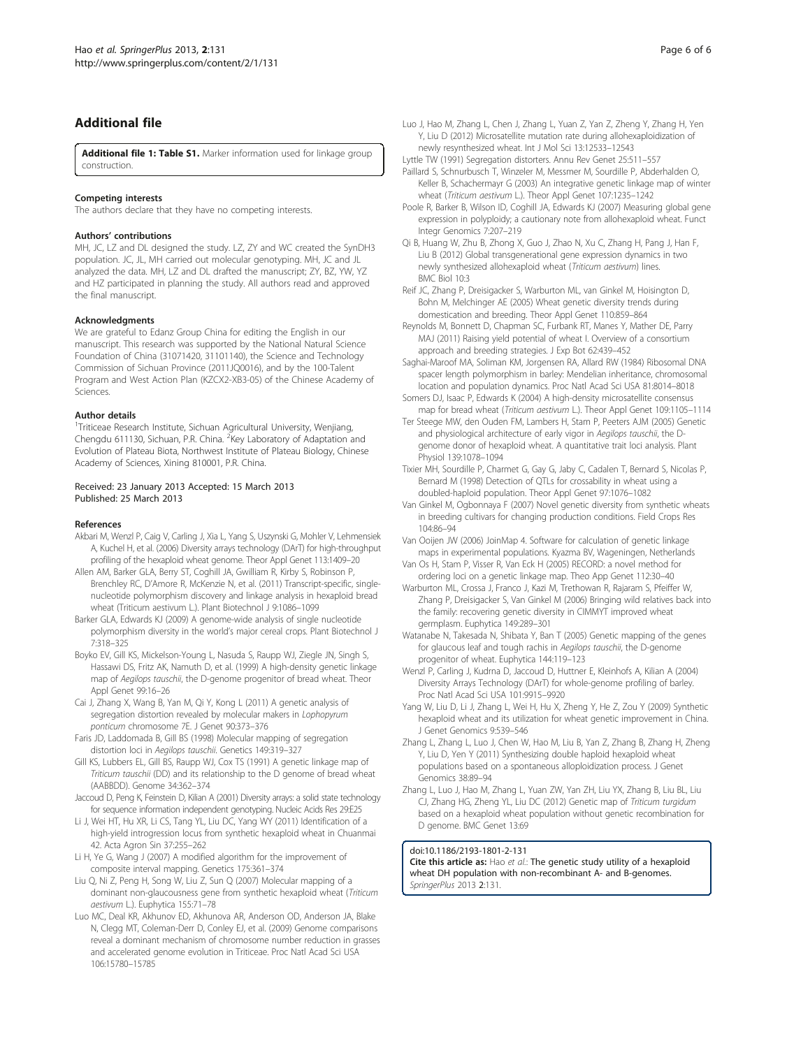## Additional file

**Additional file 1: Table S1.** Marker information used for linkage group construction.

### Competing interests

The authors declare that they have no competing interests.

### Authors' contributions

MH, JC, LZ and DL designed the study. LZ, ZY and WC created the SynDH3 population. JC, JL, MH carried out molecular genotyping. MH, JC and JL analyzed the data. MH, LZ and DL drafted the manuscript; ZY, BZ, YW, YZ and HZ participated in planning the study. All authors read and approved the final manuscript.

### Acknowledgments

We are grateful to Edanz Group China for editing the English in our manuscript. This research was supported by the National Natural Science Foundation of China (31071420, 31101140), the Science and Technology Commission of Sichuan Province (2011JQ0016), and by the 100-Talent Program and West Action Plan (KZCX2-XB3-05) of the Chinese Academy of Sciences.

### Author details

[1]Triticeae Research Institute, Sichuan Agricultural University, Wenjiang, Chengdu 611130, Sichuan, P.R. China. [2]Key Laboratory of Adaptation and Evolution of Plateau Biota, Northwest Institute of Plateau Biology, Chinese Academy of Sciences, Xining 810001, P.R. China.

Received: 23 January 2013 Accepted: 15 March 2013
Published: 25 March 2013

### References

Akbari M, Wenzl P, Caig V, Carling J, Xia L, Yang S, Uszynski G, Mohler V, Lehmensiek A, Kuchel H, et al. (2006) Diversity arrays technology (DArT) for high-throughput profiling of the hexaploid wheat genome. Theor Appl Genet 113:1409–20

Allen AM, Barker GLA, Berry ST, Coghill JA, Gwilliam R, Kirby S, Robinson P, Brenchley RC, D'Amore R, McKenzie N, et al. (2011) Transcript-specific, single-nucleotide polymorphism discovery and linkage analysis in hexaploid bread wheat (Triticum aestivum L.). Plant Biotechnol J 9:1086–1099

Barker GLA, Edwards KJ (2009) A genome-wide analysis of single nucleotide polymorphism diversity in the world's major cereal crops. Plant Biotechnol J 7:318–325

Boyko EV, Gill KS, Mickelson-Young L, Nasuda S, Raupp WJ, Ziegle JN, Singh S, Hassawi DS, Fritz AK, Namuth D, et al. (1999) A high-density genetic linkage map of *Aegilops tauschii*, the D-genome progenitor of bread wheat. Theor Appl Genet 99:16–26

Cai J, Zhang X, Wang B, Yan M, Qi Y, Kong L (2011) A genetic analysis of segregation distortion revealed by molecular makers in *Lophopyrum ponticum* chromosome 7E. J Genet 90:373–376

Faris JD, Laddomada B, Gill BS (1998) Molecular mapping of segregation distortion loci in *Aegilops tauschii*. Genetics 149:319–327

Gill KS, Lubbers EL, Gill BS, Raupp WJ, Cox TS (1991) A genetic linkage map of *Triticum tauschii* (DD) and its relationship to the D genome of bread wheat (AABBDD). Genome 34:362–374

Jaccoud D, Peng K, Feinstein D, Kilian A (2001) Diversity arrays: a solid state technology for sequence information independent genotyping. Nucleic Acids Res 29:E25

Li J, Wei HT, Hu XR, Li CS, Tang YL, Liu DC, Yang WY (2011) Identification of a high-yield introgression locus from synthetic hexaploid wheat in Chuanmai 42. Acta Agron Sin 37:255–262

Li H, Ye G, Wang J (2007) A modified algorithm for the improvement of composite interval mapping. Genetics 175:361–374

Liu Q, Ni Z, Peng H, Song W, Liu Z, Sun Q (2007) Molecular mapping of a dominant non-glaucousness gene from synthetic hexaploid wheat (*Triticum aestivum* L.). Euphytica 155:71–78

Luo MC, Deal KR, Akhunov ED, Akhunova AR, Anderson OD, Anderson JA, Blake N, Clegg MT, Coleman-Derr D, Conley EJ, et al. (2009) Genome comparisons reveal a dominant mechanism of chromosome number reduction in grasses and accelerated genome evolution in Triticeae. Proc Natl Acad Sci USA 106:15780–15785

Luo J, Hao M, Zhang L, Chen J, Zhang L, Yuan Z, Yan Z, Zheng Y, Zhang H, Yen Y, Liu D (2012) Microsatellite mutation rate during allohexaploidization of newly resynthesized wheat. Int J Mol Sci 13:12533–12543

Lyttle TW (1991) Segregation distorters. Annu Rev Genet 25:511–557

Paillard S, Schnurbusch T, Winzeler M, Messmer M, Sourdille P, Abderhalden O, Keller B, Schachermayr G (2003) An integrative genetic linkage map of winter wheat (*Triticum aestivum* L.). Theor Appl Genet 107:1235–1242

Poole R, Barker B, Wilson ID, Coghill JA, Edwards KJ (2007) Measuring global gene expression in polyploidy; a cautionary note from allohexaploid wheat. Funct Integr Genomics 7:207–219

Qi B, Huang W, Zhu B, Zhong X, Guo J, Zhao N, Xu C, Zhang H, Pang J, Han F, Liu B (2012) Global transgenerational gene expression dynamics in two newly synthesized allohexaploid wheat (*Triticum aestivum*) lines. BMC Biol 10:3

Reif JC, Zhang P, Dreisigacker S, Warburton ML, van Ginkel M, Hoisington D, Bohn M, Melchinger AE (2005) Wheat genetic diversity trends during domestication and breeding. Theor Appl Genet 110:859–864

Reynolds M, Bonnett D, Chapman SC, Furbank RT, Manes Y, Mather DE, Parry MAJ (2011) Raising yield potential of wheat I. Overview of a consortium approach and breeding strategies. J Exp Bot 62:439–452

Saghai-Maroof MA, Soliman KM, Jorgensen RA, Allard RW (1984) Ribosomal DNA spacer length polymorphism in barley: Mendelian inheritance, chromosomal location and population dynamics. Proc Natl Acad Sci USA 81:8014–8018

Somers DJ, Isaac P, Edwards K (2004) A high-density microsatellite consensus map for bread wheat (*Triticum aestivum* L.). Theor Appl Genet 109:1105–1114

Ter Steege MW, den Ouden FM, Lambers H, Stam P, Peeters AJM (2005) Genetic and physiological architecture of early vigor in *Aegilops tauschii*, the D-genome donor of hexaploid wheat. A quantitative trait loci analysis. Plant Physiol 139:1078–1094

Tixier MH, Sourdille P, Charmet G, Gay G, Jaby C, Cadalen T, Bernard S, Nicolas P, Bernard M (1998) Detection of QTLs for crossability in wheat using a doubled-haploid population. Theor Appl Genet 97:1076–1082

Van Ginkel M, Ogbonnaya F (2007) Novel genetic diversity from synthetic wheats in breeding cultivars for changing production conditions. Field Crops Res 104:86–94

Van Ooijen JW (2006) JoinMap 4. Software for calculation of genetic linkage maps in experimental populations. Kyazma BV, Wageningen, Netherlands

Van Os H, Stam P, Visser R, Van Eck H (2005) RECORD: a novel method for ordering loci on a genetic linkage map. Theo App Genet 112:30–40

Warburton ML, Crossa J, Franco J, Kazi M, Trethowan R, Rajaram S, Pfeiffer W, Zhang P, Dreisigacker S, Van Ginkel M (2006) Bringing wild relatives back into the family: recovering genetic diversity in CIMMYT improved wheat germplasm. Euphytica 149:289–301

Watanabe N, Takesada N, Shibata Y, Ban T (2005) Genetic mapping of the genes for glaucous leaf and tough rachis in *Aegilops tauschii*, the D-genome progenitor of wheat. Euphytica 144:119–123

Wenzl P, Carling J, Kudrna D, Jaccoud D, Huttner E, Kleinhofs A, Kilian A (2004) Diversity Arrays Technology (DArT) for whole-genome profiling of barley. Proc Natl Acad Sci USA 101:9915–9920

Yang W, Liu D, Li J, Zhang L, Wei H, Hu X, Zheng Y, He Z, Zou Y (2009) Synthetic hexaploid wheat and its utilization for wheat genetic improvement in China. J Genet Genomics 9:539–546

Zhang L, Zhang L, Luo J, Chen W, Hao M, Liu B, Yan Z, Zhang B, Zhang H, Zheng Y, Liu D, Yen Y (2011) Synthesizing double haploid hexaploid wheat populations based on a spontaneous alloploidization process. J Genet Genomics 38:89–94

Zhang L, Luo J, Hao M, Zhang L, Yuan ZW, Yan ZH, Liu YX, Zhang B, Liu BL, Liu CJ, Zhang HG, Zheng YL, Liu DC (2012) Genetic map of *Triticum turgidum* based on a hexaploid wheat population without genetic recombination for D genome. BMC Genet 13:69

doi:10.1186/2193-1801-2-131

**Cite this article as:** Hao *et al.*: The genetic study utility of a hexaploid wheat DH population with non-recombinant A- and B-genomes. *SpringerPlus* 2013 **2**:131.